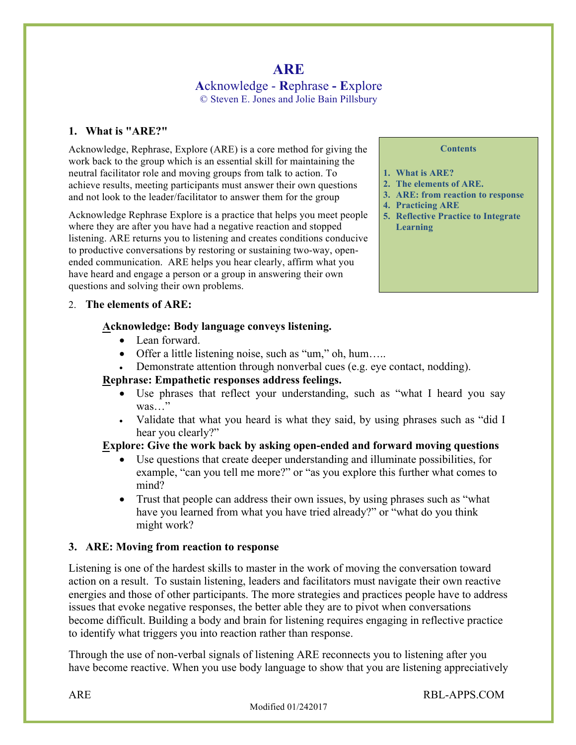# ARE

## **A**cknowledge - **R**ephrase - **E**xplore

© Steven E. Jones and Jolie Bain Pillsbury

### 1. What is "ARE?"

Acknowledge, Rephrase, Explore (ARE) is a core method for giving the work back to the group which is an essential skill for maintaining the neutral facilitator role and moving groups from talk to action. To achieve results, meeting participants must answer their own questions and not look to the leader/facilitator to answer them for the group

Acknowledge Rephrase Explore is a practice that helps you meet people where they are after you have had a negative reaction and stopped listening. ARE returns you to listening and creates conditions conducive to productive conversations by restoring or sustaining two-way, open-ended communication. ARE helps you hear clearly, affirm what you have heard and engage a person or a group in answering their own questions and solving their own problems.

**Contents**

1. **What is ARE?**
2. **The elements of ARE.**
3. **ARE: from reaction to response**
4. **Practicing ARE**
5. **Reflective Practice to Integrate Learning**

### 2. The elements of ARE:

**Acknowledge: Body language conveys listening.**

- Lean forward.
- Offer a little listening noise, such as "um," oh, hum…..
- Demonstrate attention through nonverbal cues (e.g. eye contact, nodding).

**Rephrase: Empathetic responses address feelings.**

- Use phrases that reflect your understanding, such as "what I heard you say was…"
- Validate that what you heard is what they said, by using phrases such as "did I hear you clearly?"

**Explore: Give the work back by asking open-ended and forward moving questions**

- Use questions that create deeper understanding and illuminate possibilities, for example, "can you tell me more?" or "as you explore this further what comes to mind?
- Trust that people can address their own issues, by using phrases such as "what have you learned from what you have tried already?" or "what do you think might work?

### 3. ARE: Moving from reaction to response

Listening is one of the hardest skills to master in the work of moving the conversation toward action on a result. To sustain listening, leaders and facilitators must navigate their own reactive energies and those of other participants. The more strategies and practices people have to address issues that evoke negative responses, the better able they are to pivot when conversations become difficult. Building a body and brain for listening requires engaging in reflective practice to identify what triggers you into reaction rather than response.

Through the use of non-verbal signals of listening ARE reconnects you to listening after you have become reactive. When you use body language to show that you are listening appreciatively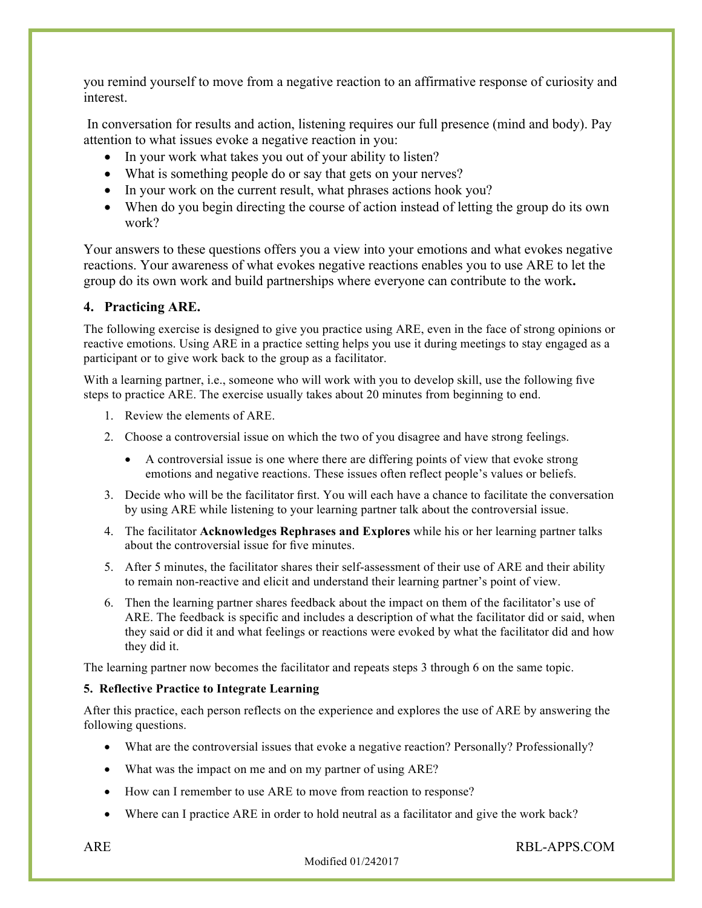you remind yourself to move from a negative reaction to an affirmative response of curiosity and interest.

In conversation for results and action, listening requires our full presence (mind and body). Pay attention to what issues evoke a negative reaction in you:

- In your work what takes you out of your ability to listen?
- What is something people do or say that gets on your nerves?
- In your work on the current result, what phrases actions hook you?
- When do you begin directing the course of action instead of letting the group do its own work?

Your answers to these questions offers you a view into your emotions and what evokes negative reactions. Your awareness of what evokes negative reactions enables you to use ARE to let the group do its own work and build partnerships where everyone can contribute to the work**.**

### 4. Practicing ARE.

The following exercise is designed to give you practice using ARE, even in the face of strong opinions or reactive emotions. Using ARE in a practice setting helps you use it during meetings to stay engaged as a participant or to give work back to the group as a facilitator.

With a learning partner, i.e., someone who will work with you to develop skill, use the following five steps to practice ARE. The exercise usually takes about 20 minutes from beginning to end.

1. Review the elements of ARE.
2. Choose a controversial issue on which the two of you disagree and have strong feelings.
   - A controversial issue is one where there are differing points of view that evoke strong emotions and negative reactions. These issues often reflect people's values or beliefs.
3. Decide who will be the facilitator first. You will each have a chance to facilitate the conversation by using ARE while listening to your learning partner talk about the controversial issue.
4. The facilitator **Acknowledges Rephrases and Explores** while his or her learning partner talks about the controversial issue for five minutes.
5. After 5 minutes, the facilitator shares their self-assessment of their use of ARE and their ability to remain non-reactive and elicit and understand their learning partner's point of view.
6. Then the learning partner shares feedback about the impact on them of the facilitator's use of ARE. The feedback is specific and includes a description of what the facilitator did or said, when they said or did it and what feelings or reactions were evoked by what the facilitator did and how they did it.

The learning partner now becomes the facilitator and repeats steps 3 through 6 on the same topic.

### 5. Reflective Practice to Integrate Learning

After this practice, each person reflects on the experience and explores the use of ARE by answering the following questions.

- What are the controversial issues that evoke a negative reaction? Personally? Professionally?
- What was the impact on me and on my partner of using ARE?
- How can I remember to use ARE to move from reaction to response?
- Where can I practice ARE in order to hold neutral as a facilitator and give the work back?